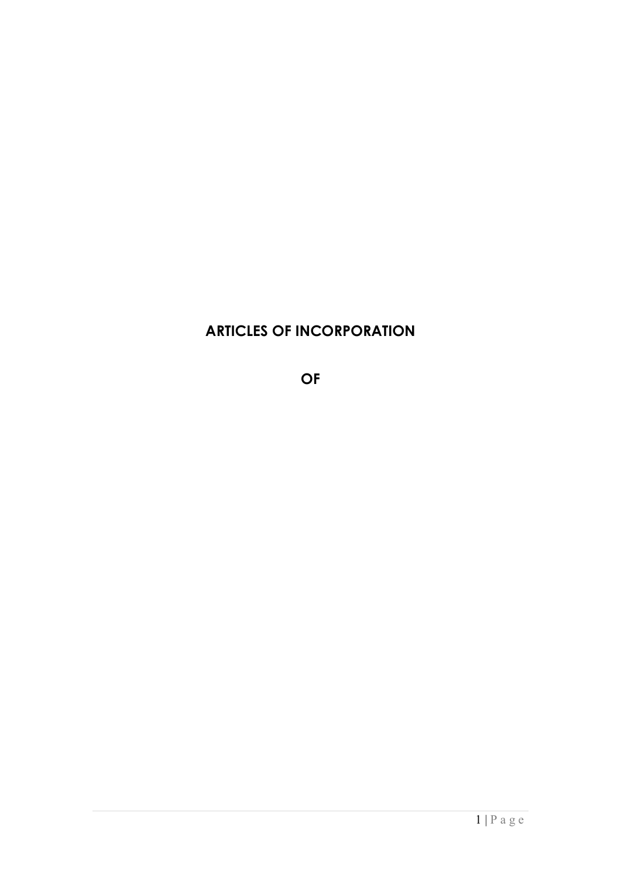# ARTICLES OF INCORPORATION

# OF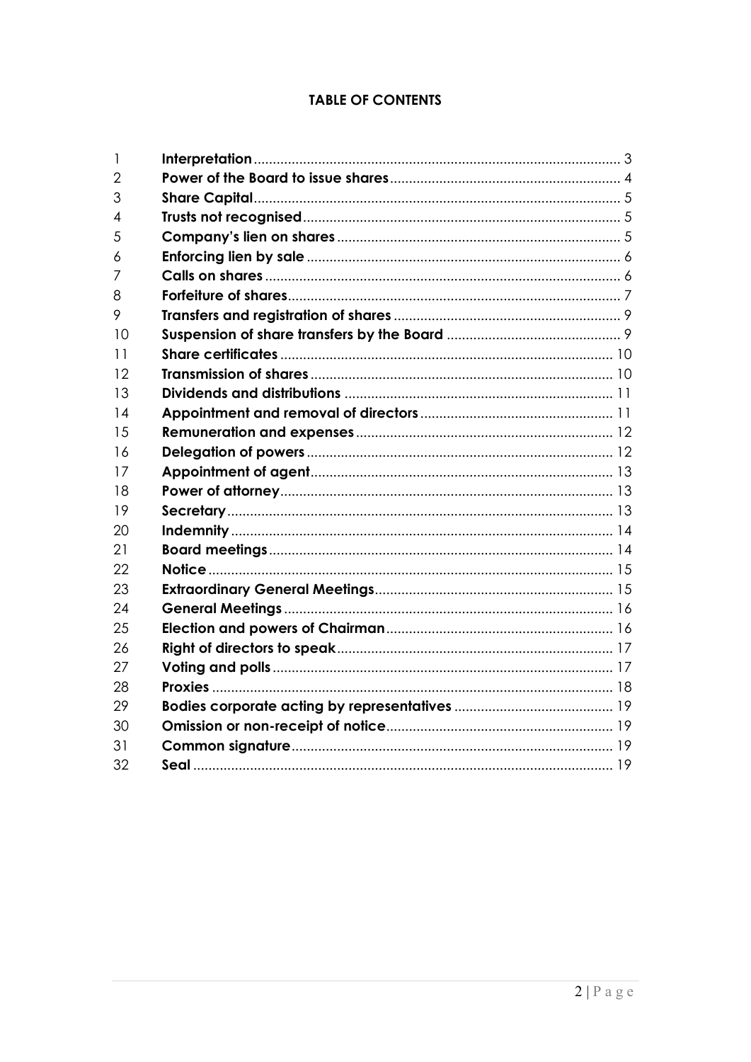**TABLE OF CONTENTS**

| | | |
|---|---|---|
| 1 | **Interpretation** | 3 |
| 2 | **Power of the Board to issue shares** | 4 |
| 3 | **Share Capital** | 5 |
| 4 | **Trusts not recognised** | 5 |
| 5 | **Company's lien on shares** | 5 |
| 6 | **Enforcing lien by sale** | 6 |
| 7 | **Calls on shares** | 6 |
| 8 | **Forfeiture of shares** | 7 |
| 9 | **Transfers and registration of shares** | 9 |
| 10 | **Suspension of share transfers by the Board** | 9 |
| 11 | **Share certificates** | 10 |
| 12 | **Transmission of shares** | 10 |
| 13 | **Dividends and distributions** | 11 |
| 14 | **Appointment and removal of directors** | 11 |
| 15 | **Remuneration and expenses** | 12 |
| 16 | **Delegation of powers** | 12 |
| 17 | **Appointment of agent** | 13 |
| 18 | **Power of attorney** | 13 |
| 19 | **Secretary** | 13 |
| 20 | **Indemnity** | 14 |
| 21 | **Board meetings** | 14 |
| 22 | **Notice** | 15 |
| 23 | **Extraordinary General Meetings** | 15 |
| 24 | **General Meetings** | 16 |
| 25 | **Election and powers of Chairman** | 16 |
| 26 | **Right of directors to speak** | 17 |
| 27 | **Voting and polls** | 17 |
| 28 | **Proxies** | 18 |
| 29 | **Bodies corporate acting by representatives** | 19 |
| 30 | **Omission or non-receipt of notice** | 19 |
| 31 | **Common signature** | 19 |
| 32 | **Seal** | 19 |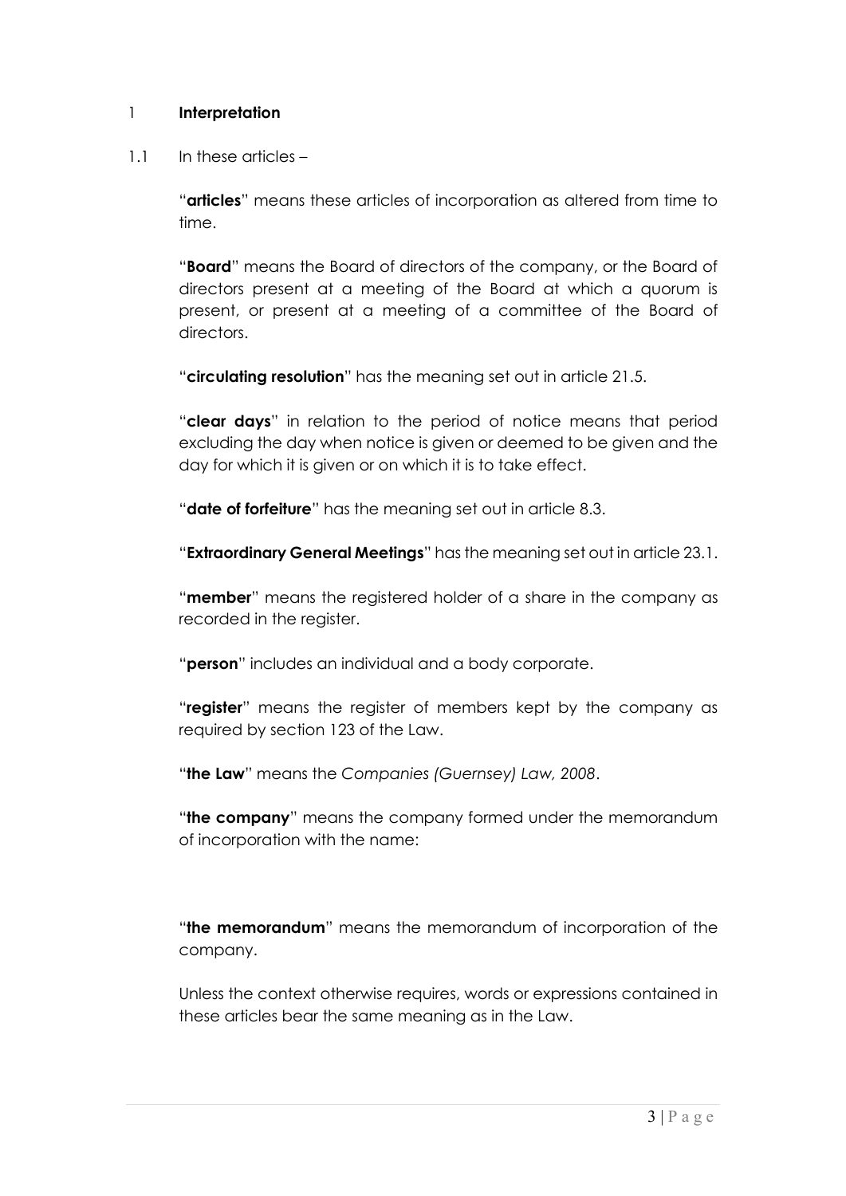## 1 Interpretation

1.1 In these articles –

"**articles**" means these articles of incorporation as altered from time to time.

"**Board**" means the Board of directors of the company, or the Board of directors present at a meeting of the Board at which a quorum is present, or present at a meeting of a committee of the Board of directors.

"**circulating resolution**" has the meaning set out in article 21.5.

"**clear days**" in relation to the period of notice means that period excluding the day when notice is given or deemed to be given and the day for which it is given or on which it is to take effect.

"**date of forfeiture**" has the meaning set out in article 8.3.

"**Extraordinary General Meetings**" has the meaning set out in article 23.1.

"**member**" means the registered holder of a share in the company as recorded in the register.

"**person**" includes an individual and a body corporate.

"**register**" means the register of members kept by the company as required by section 123 of the Law.

"**the Law**" means the *Companies (Guernsey) Law, 2008*.

"**the company**" means the company formed under the memorandum of incorporation with the name:

"**the memorandum**" means the memorandum of incorporation of the company.

Unless the context otherwise requires, words or expressions contained in these articles bear the same meaning as in the Law.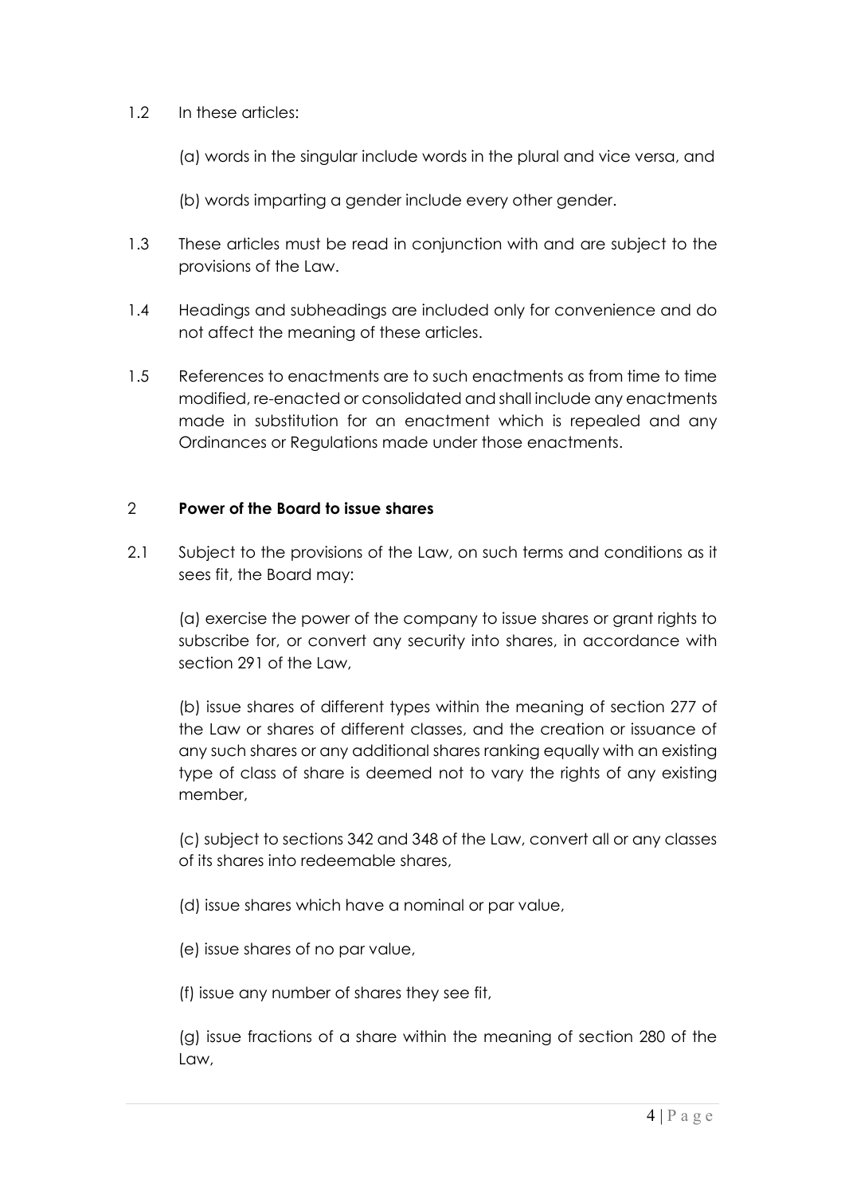1.2 In these articles:

(a) words in the singular include words in the plural and vice versa, and

(b) words imparting a gender include every other gender.

1.3 These articles must be read in conjunction with and are subject to the provisions of the Law.

1.4 Headings and subheadings are included only for convenience and do not affect the meaning of these articles.

1.5 References to enactments are to such enactments as from time to time modified, re-enacted or consolidated and shall include any enactments made in substitution for an enactment which is repealed and any Ordinances or Regulations made under those enactments.

## 2 Power of the Board to issue shares

2.1 Subject to the provisions of the Law, on such terms and conditions as it sees fit, the Board may:

(a) exercise the power of the company to issue shares or grant rights to subscribe for, or convert any security into shares, in accordance with section 291 of the Law,

(b) issue shares of different types within the meaning of section 277 of the Law or shares of different classes, and the creation or issuance of any such shares or any additional shares ranking equally with an existing type of class of share is deemed not to vary the rights of any existing member,

(c) subject to sections 342 and 348 of the Law, convert all or any classes of its shares into redeemable shares,

(d) issue shares which have a nominal or par value,

(e) issue shares of no par value,

(f) issue any number of shares they see fit,

(g) issue fractions of a share within the meaning of section 280 of the Law,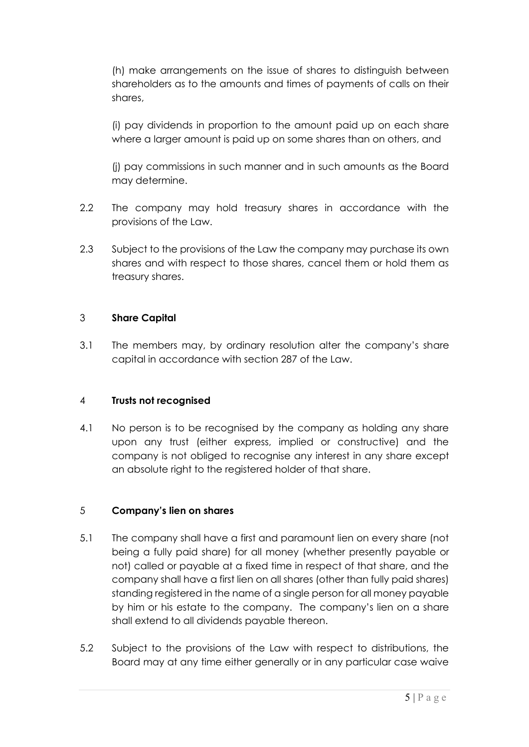(h) make arrangements on the issue of shares to distinguish between shareholders as to the amounts and times of payments of calls on their shares,

(i) pay dividends in proportion to the amount paid up on each share where a larger amount is paid up on some shares than on others, and

(j) pay commissions in such manner and in such amounts as the Board may determine.

2.2 The company may hold treasury shares in accordance with the provisions of the Law.

2.3 Subject to the provisions of the Law the company may purchase its own shares and with respect to those shares, cancel them or hold them as treasury shares.

## 3 Share Capital

3.1 The members may, by ordinary resolution alter the company's share capital in accordance with section 287 of the Law.

## 4 Trusts not recognised

4.1 No person is to be recognised by the company as holding any share upon any trust (either express, implied or constructive) and the company is not obliged to recognise any interest in any share except an absolute right to the registered holder of that share.

## 5 Company's lien on shares

5.1 The company shall have a first and paramount lien on every share (not being a fully paid share) for all money (whether presently payable or not) called or payable at a fixed time in respect of that share, and the company shall have a first lien on all shares (other than fully paid shares) standing registered in the name of a single person for all money payable by him or his estate to the company. The company's lien on a share shall extend to all dividends payable thereon.

5.2 Subject to the provisions of the Law with respect to distributions, the Board may at any time either generally or in any particular case waive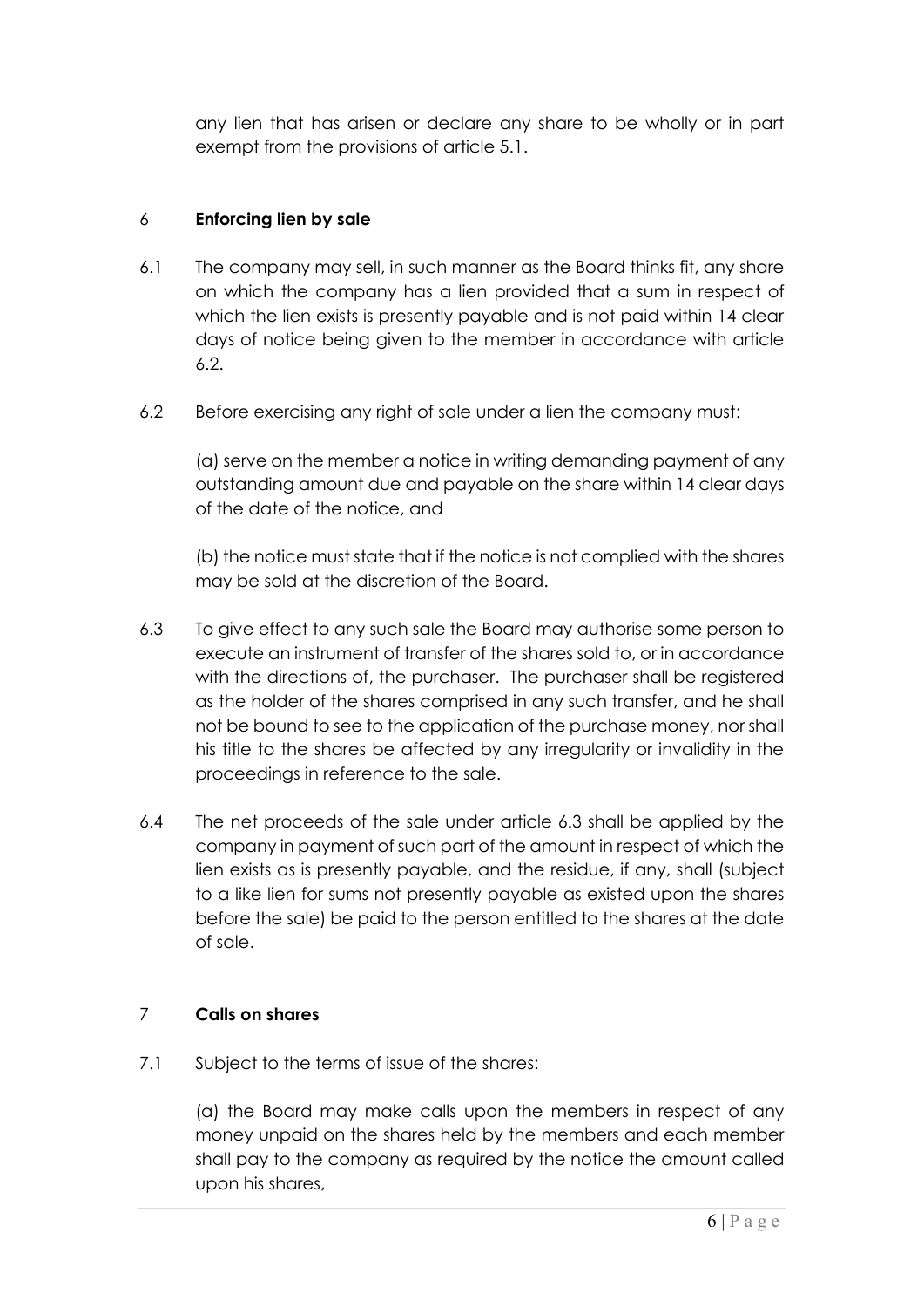any lien that has arisen or declare any share to be wholly or in part exempt from the provisions of article 5.1.

## 6 **Enforcing lien by sale**

6.1 The company may sell, in such manner as the Board thinks fit, any share on which the company has a lien provided that a sum in respect of which the lien exists is presently payable and is not paid within 14 clear days of notice being given to the member in accordance with article 6.2.

6.2 Before exercising any right of sale under a lien the company must:

(a) serve on the member a notice in writing demanding payment of any outstanding amount due and payable on the share within 14 clear days of the date of the notice, and

(b) the notice must state that if the notice is not complied with the shares may be sold at the discretion of the Board.

6.3 To give effect to any such sale the Board may authorise some person to execute an instrument of transfer of the shares sold to, or in accordance with the directions of, the purchaser. The purchaser shall be registered as the holder of the shares comprised in any such transfer, and he shall not be bound to see to the application of the purchase money, nor shall his title to the shares be affected by any irregularity or invalidity in the proceedings in reference to the sale.

6.4 The net proceeds of the sale under article 6.3 shall be applied by the company in payment of such part of the amount in respect of which the lien exists as is presently payable, and the residue, if any, shall (subject to a like lien for sums not presently payable as existed upon the shares before the sale) be paid to the person entitled to the shares at the date of sale.

## 7 **Calls on shares**

7.1 Subject to the terms of issue of the shares:

(a) the Board may make calls upon the members in respect of any money unpaid on the shares held by the members and each member shall pay to the company as required by the notice the amount called upon his shares,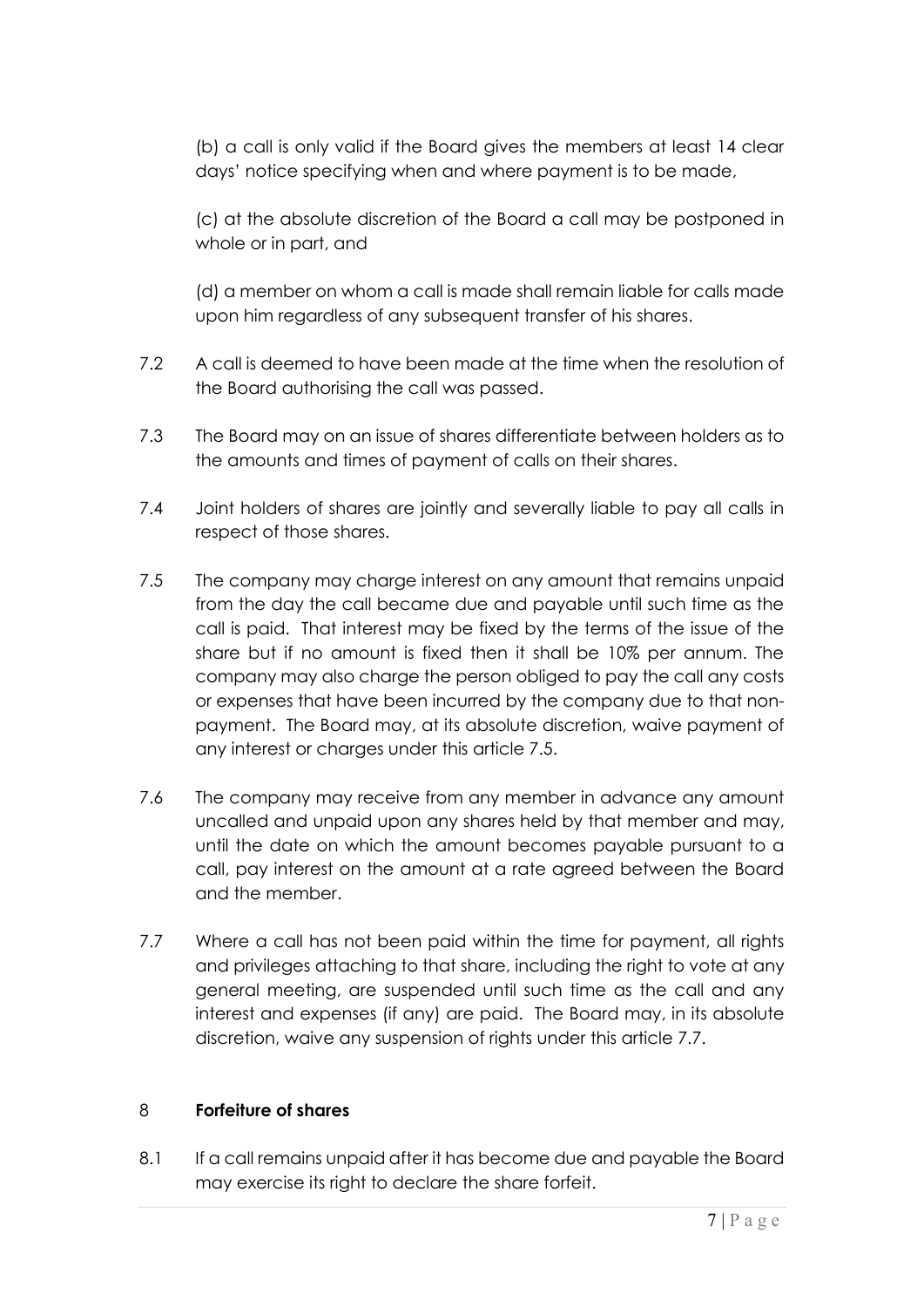(b) a call is only valid if the Board gives the members at least 14 clear days' notice specifying when and where payment is to be made,

(c) at the absolute discretion of the Board a call may be postponed in whole or in part, and

(d) a member on whom a call is made shall remain liable for calls made upon him regardless of any subsequent transfer of his shares.

7.2 A call is deemed to have been made at the time when the resolution of the Board authorising the call was passed.

7.3 The Board may on an issue of shares differentiate between holders as to the amounts and times of payment of calls on their shares.

7.4 Joint holders of shares are jointly and severally liable to pay all calls in respect of those shares.

7.5 The company may charge interest on any amount that remains unpaid from the day the call became due and payable until such time as the call is paid. That interest may be fixed by the terms of the issue of the share but if no amount is fixed then it shall be 10% per annum. The company may also charge the person obliged to pay the call any costs or expenses that have been incurred by the company due to that non-payment. The Board may, at its absolute discretion, waive payment of any interest or charges under this article 7.5.

7.6 The company may receive from any member in advance any amount uncalled and unpaid upon any shares held by that member and may, until the date on which the amount becomes payable pursuant to a call, pay interest on the amount at a rate agreed between the Board and the member.

7.7 Where a call has not been paid within the time for payment, all rights and privileges attaching to that share, including the right to vote at any general meeting, are suspended until such time as the call and any interest and expenses (if any) are paid. The Board may, in its absolute discretion, waive any suspension of rights under this article 7.7.

## 8 **Forfeiture of shares**

8.1 If a call remains unpaid after it has become due and payable the Board may exercise its right to declare the share forfeit.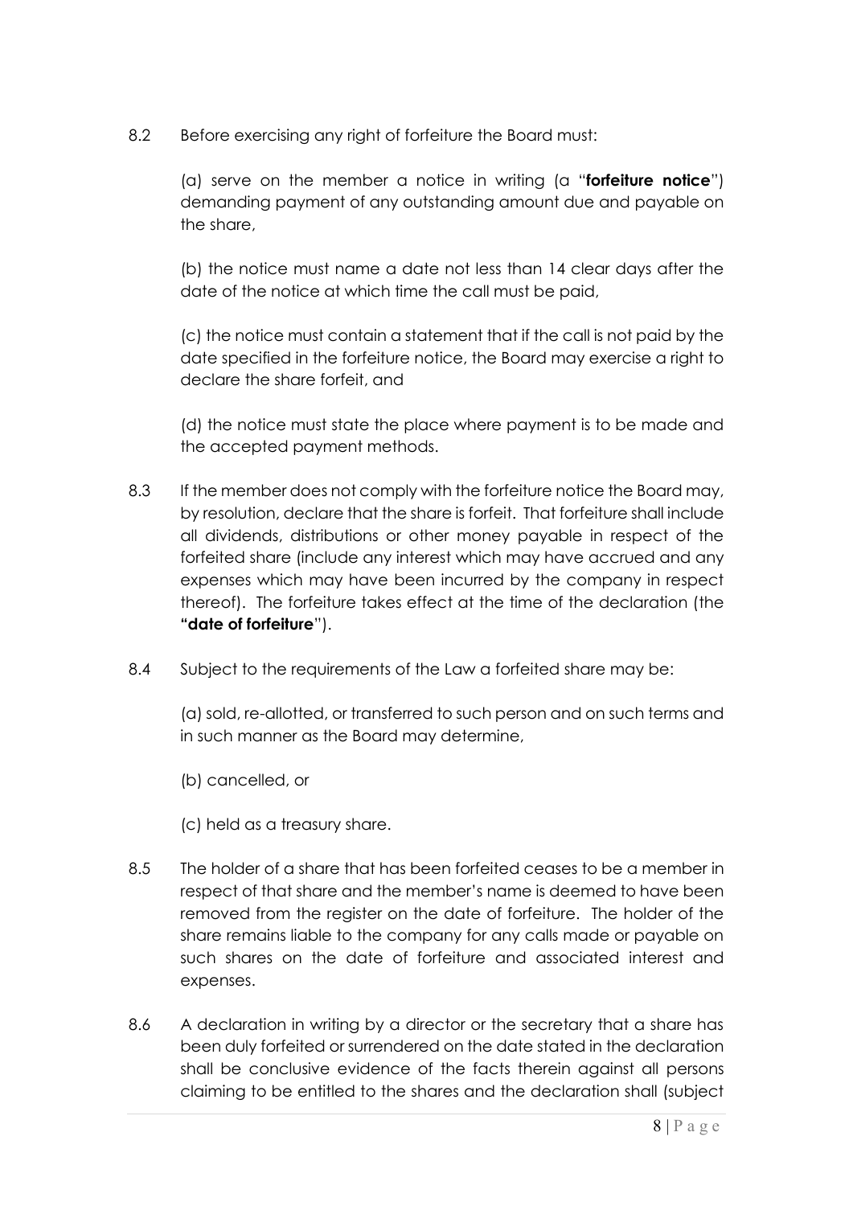8.2 Before exercising any right of forfeiture the Board must:

(a) serve on the member a notice in writing (a "**forfeiture notice**") demanding payment of any outstanding amount due and payable on the share,

(b) the notice must name a date not less than 14 clear days after the date of the notice at which time the call must be paid,

(c) the notice must contain a statement that if the call is not paid by the date specified in the forfeiture notice, the Board may exercise a right to declare the share forfeit, and

(d) the notice must state the place where payment is to be made and the accepted payment methods.

8.3 If the member does not comply with the forfeiture notice the Board may, by resolution, declare that the share is forfeit. That forfeiture shall include all dividends, distributions or other money payable in respect of the forfeited share (include any interest which may have accrued and any expenses which may have been incurred by the company in respect thereof). The forfeiture takes effect at the time of the declaration (the **"date of forfeiture**").

8.4 Subject to the requirements of the Law a forfeited share may be:

(a) sold, re-allotted, or transferred to such person and on such terms and in such manner as the Board may determine,

(b) cancelled, or

(c) held as a treasury share.

8.5 The holder of a share that has been forfeited ceases to be a member in respect of that share and the member's name is deemed to have been removed from the register on the date of forfeiture. The holder of the share remains liable to the company for any calls made or payable on such shares on the date of forfeiture and associated interest and expenses.

8.6 A declaration in writing by a director or the secretary that a share has been duly forfeited or surrendered on the date stated in the declaration shall be conclusive evidence of the facts therein against all persons claiming to be entitled to the shares and the declaration shall (subject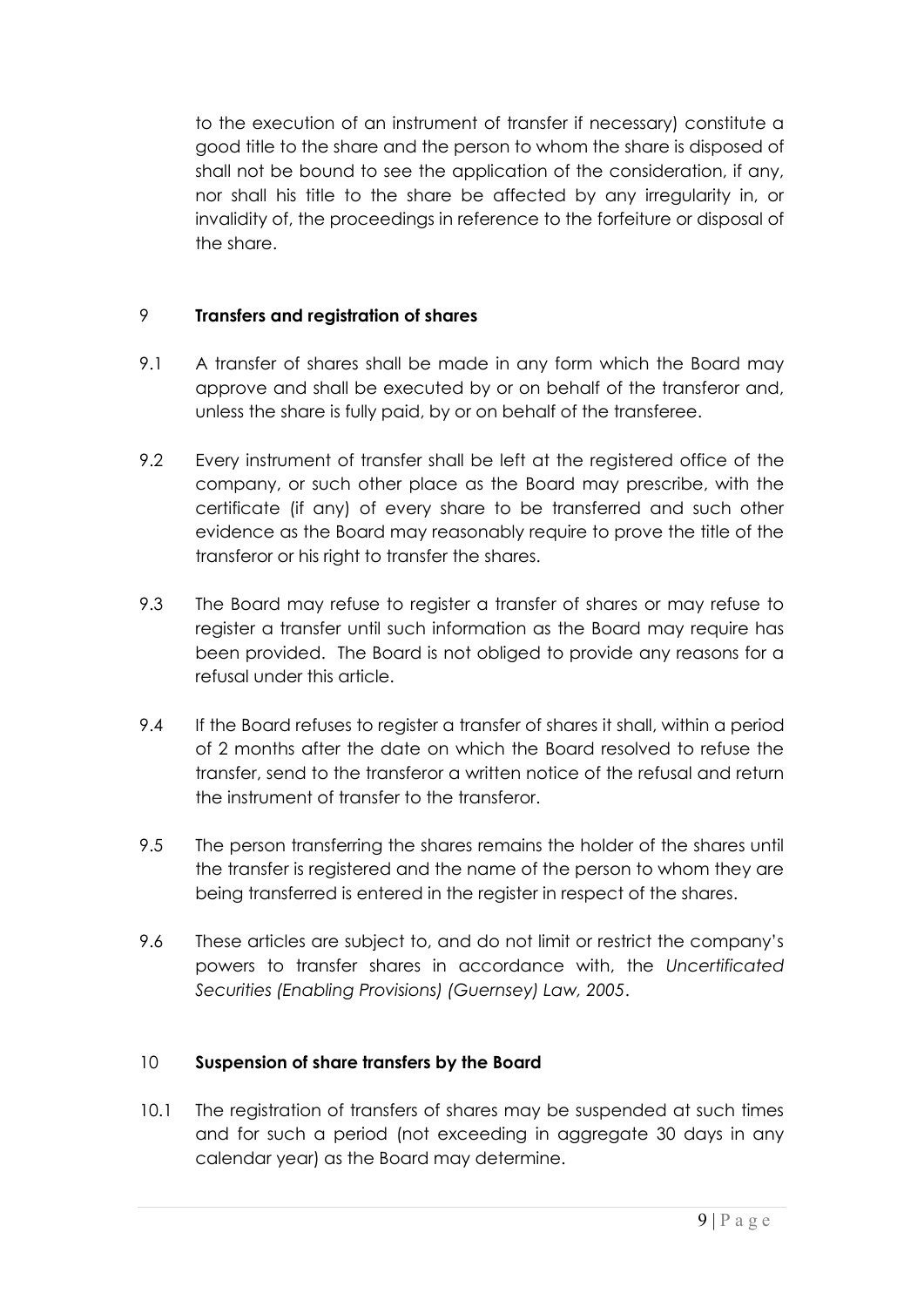to the execution of an instrument of transfer if necessary) constitute a good title to the share and the person to whom the share is disposed of shall not be bound to see the application of the consideration, if any, nor shall his title to the share be affected by any irregularity in, or invalidity of, the proceedings in reference to the forfeiture or disposal of the share.

## 9 Transfers and registration of shares

9.1 A transfer of shares shall be made in any form which the Board may approve and shall be executed by or on behalf of the transferor and, unless the share is fully paid, by or on behalf of the transferee.

9.2 Every instrument of transfer shall be left at the registered office of the company, or such other place as the Board may prescribe, with the certificate (if any) of every share to be transferred and such other evidence as the Board may reasonably require to prove the title of the transferor or his right to transfer the shares.

9.3 The Board may refuse to register a transfer of shares or may refuse to register a transfer until such information as the Board may require has been provided. The Board is not obliged to provide any reasons for a refusal under this article.

9.4 If the Board refuses to register a transfer of shares it shall, within a period of 2 months after the date on which the Board resolved to refuse the transfer, send to the transferor a written notice of the refusal and return the instrument of transfer to the transferor.

9.5 The person transferring the shares remains the holder of the shares until the transfer is registered and the name of the person to whom they are being transferred is entered in the register in respect of the shares.

9.6 These articles are subject to, and do not limit or restrict the company's powers to transfer shares in accordance with, the *Uncertificated Securities (Enabling Provisions) (Guernsey) Law, 2005*.

## 10 Suspension of share transfers by the Board

10.1 The registration of transfers of shares may be suspended at such times and for such a period (not exceeding in aggregate 30 days in any calendar year) as the Board may determine.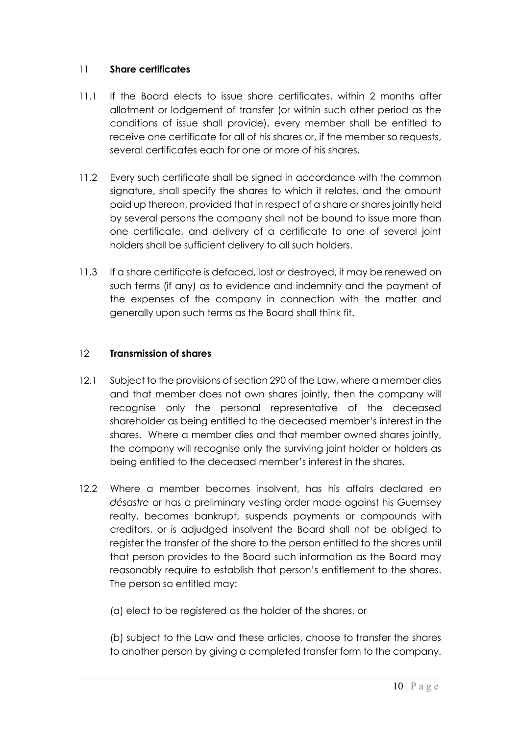## 11 **Share certificates**

11.1 If the Board elects to issue share certificates, within 2 months after allotment or lodgement of transfer (or within such other period as the conditions of issue shall provide), every member shall be entitled to receive one certificate for all of his shares or, if the member so requests, several certificates each for one or more of his shares.

11.2 Every such certificate shall be signed in accordance with the common signature, shall specify the shares to which it relates, and the amount paid up thereon, provided that in respect of a share or shares jointly held by several persons the company shall not be bound to issue more than one certificate, and delivery of a certificate to one of several joint holders shall be sufficient delivery to all such holders.

11.3 If a share certificate is defaced, lost or destroyed, it may be renewed on such terms (if any) as to evidence and indemnity and the payment of the expenses of the company in connection with the matter and generally upon such terms as the Board shall think fit.

## 12 **Transmission of shares**

12.1 Subject to the provisions of section 290 of the Law, where a member dies and that member does not own shares jointly, then the company will recognise only the personal representative of the deceased shareholder as being entitled to the deceased member's interest in the shares. Where a member dies and that member owned shares jointly, the company will recognise only the surviving joint holder or holders as being entitled to the deceased member's interest in the shares.

12.2 Where a member becomes insolvent, has his affairs declared *en désastre* or has a preliminary vesting order made against his Guernsey realty, becomes bankrupt, suspends payments or compounds with creditors, or is adjudged insolvent the Board shall not be obliged to register the transfer of the share to the person entitled to the shares until that person provides to the Board such information as the Board may reasonably require to establish that person's entitlement to the shares. The person so entitled may:

(a) elect to be registered as the holder of the shares, or

(b) subject to the Law and these articles, choose to transfer the shares to another person by giving a completed transfer form to the company.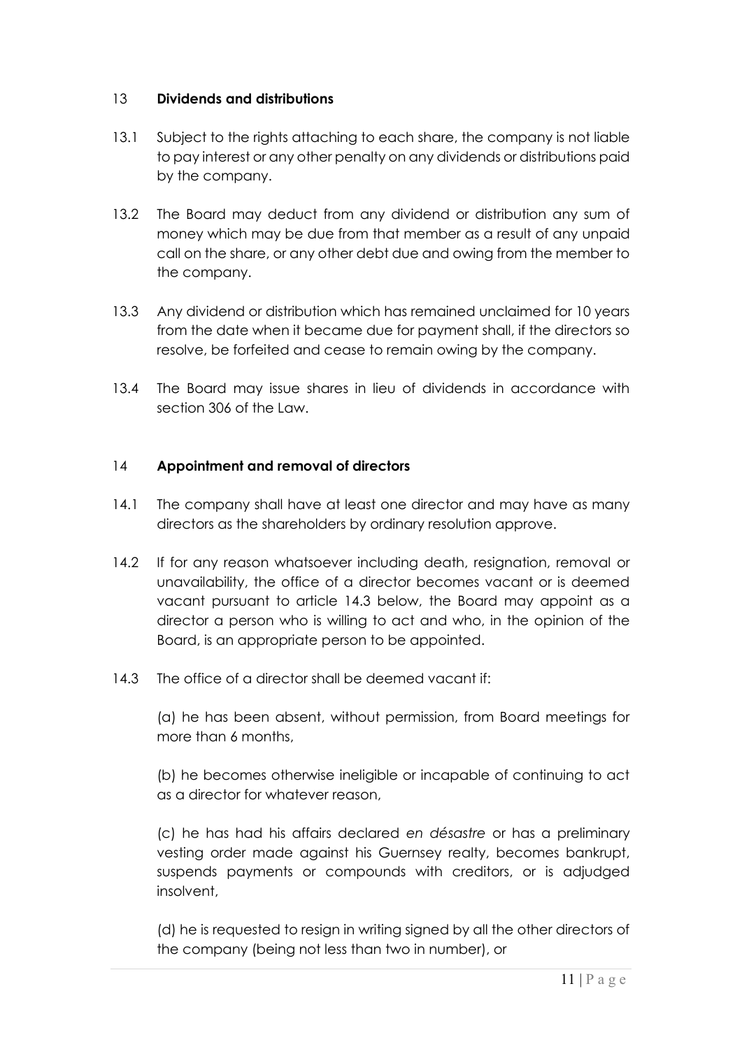## 13 **Dividends and distributions**

13.1 Subject to the rights attaching to each share, the company is not liable to pay interest or any other penalty on any dividends or distributions paid by the company.

13.2 The Board may deduct from any dividend or distribution any sum of money which may be due from that member as a result of any unpaid call on the share, or any other debt due and owing from the member to the company.

13.3 Any dividend or distribution which has remained unclaimed for 10 years from the date when it became due for payment shall, if the directors so resolve, be forfeited and cease to remain owing by the company.

13.4 The Board may issue shares in lieu of dividends in accordance with section 306 of the Law.

## 14 **Appointment and removal of directors**

14.1 The company shall have at least one director and may have as many directors as the shareholders by ordinary resolution approve.

14.2 If for any reason whatsoever including death, resignation, removal or unavailability, the office of a director becomes vacant or is deemed vacant pursuant to article 14.3 below, the Board may appoint as a director a person who is willing to act and who, in the opinion of the Board, is an appropriate person to be appointed.

14.3 The office of a director shall be deemed vacant if:

(a) he has been absent, without permission, from Board meetings for more than 6 months,

(b) he becomes otherwise ineligible or incapable of continuing to act as a director for whatever reason,

(c) he has had his affairs declared *en désastre* or has a preliminary vesting order made against his Guernsey realty, becomes bankrupt, suspends payments or compounds with creditors, or is adjudged insolvent,

(d) he is requested to resign in writing signed by all the other directors of the company (being not less than two in number), or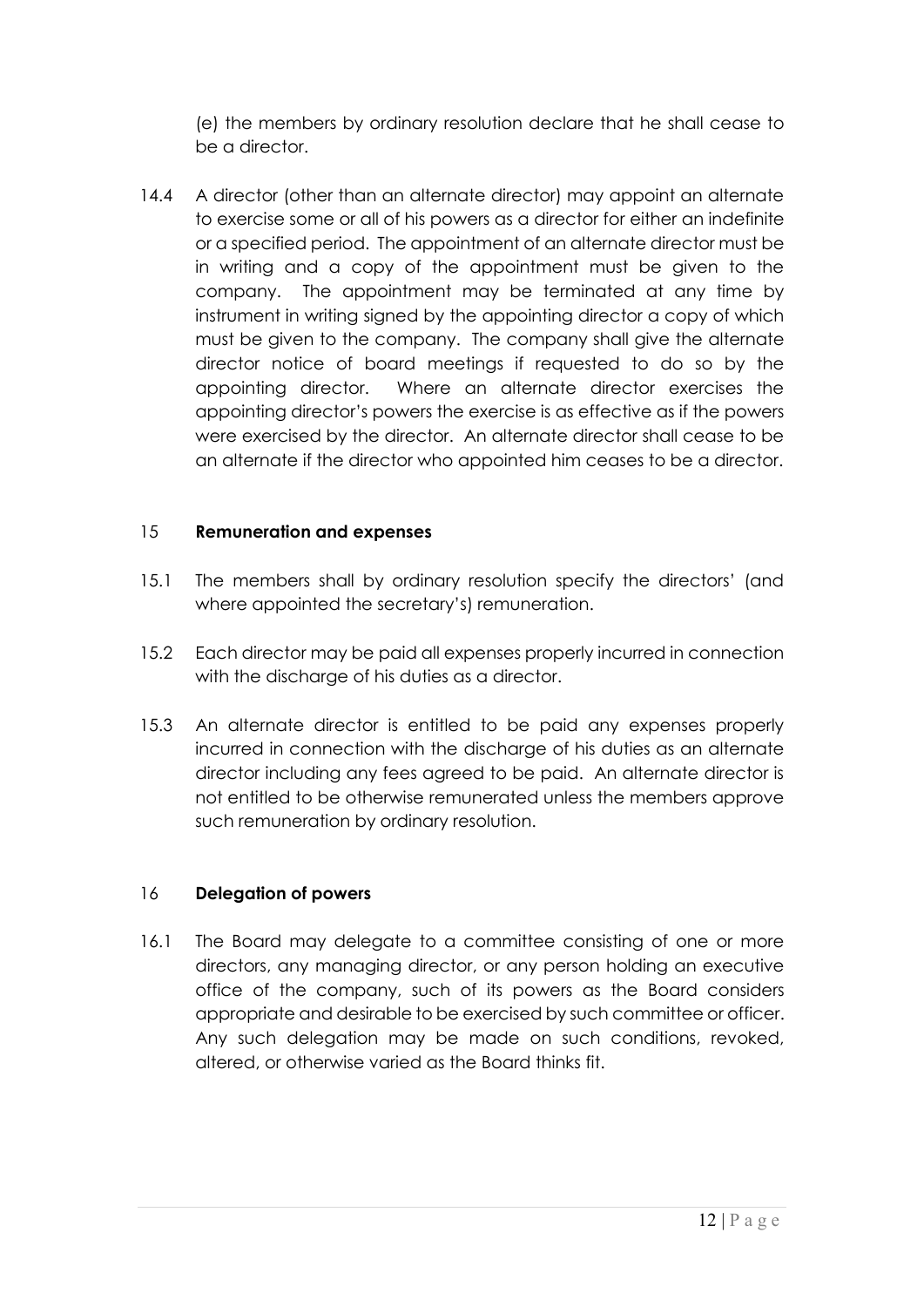(e) the members by ordinary resolution declare that he shall cease to be a director.

14.4 A director (other than an alternate director) may appoint an alternate to exercise some or all of his powers as a director for either an indefinite or a specified period. The appointment of an alternate director must be in writing and a copy of the appointment must be given to the company. The appointment may be terminated at any time by instrument in writing signed by the appointing director a copy of which must be given to the company. The company shall give the alternate director notice of board meetings if requested to do so by the appointing director. Where an alternate director exercises the appointing director's powers the exercise is as effective as if the powers were exercised by the director. An alternate director shall cease to be an alternate if the director who appointed him ceases to be a director.

## 15 Remuneration and expenses

15.1 The members shall by ordinary resolution specify the directors' (and where appointed the secretary's) remuneration.

15.2 Each director may be paid all expenses properly incurred in connection with the discharge of his duties as a director.

15.3 An alternate director is entitled to be paid any expenses properly incurred in connection with the discharge of his duties as an alternate director including any fees agreed to be paid. An alternate director is not entitled to be otherwise remunerated unless the members approve such remuneration by ordinary resolution.

## 16 Delegation of powers

16.1 The Board may delegate to a committee consisting of one or more directors, any managing director, or any person holding an executive office of the company, such of its powers as the Board considers appropriate and desirable to be exercised by such committee or officer. Any such delegation may be made on such conditions, revoked, altered, or otherwise varied as the Board thinks fit.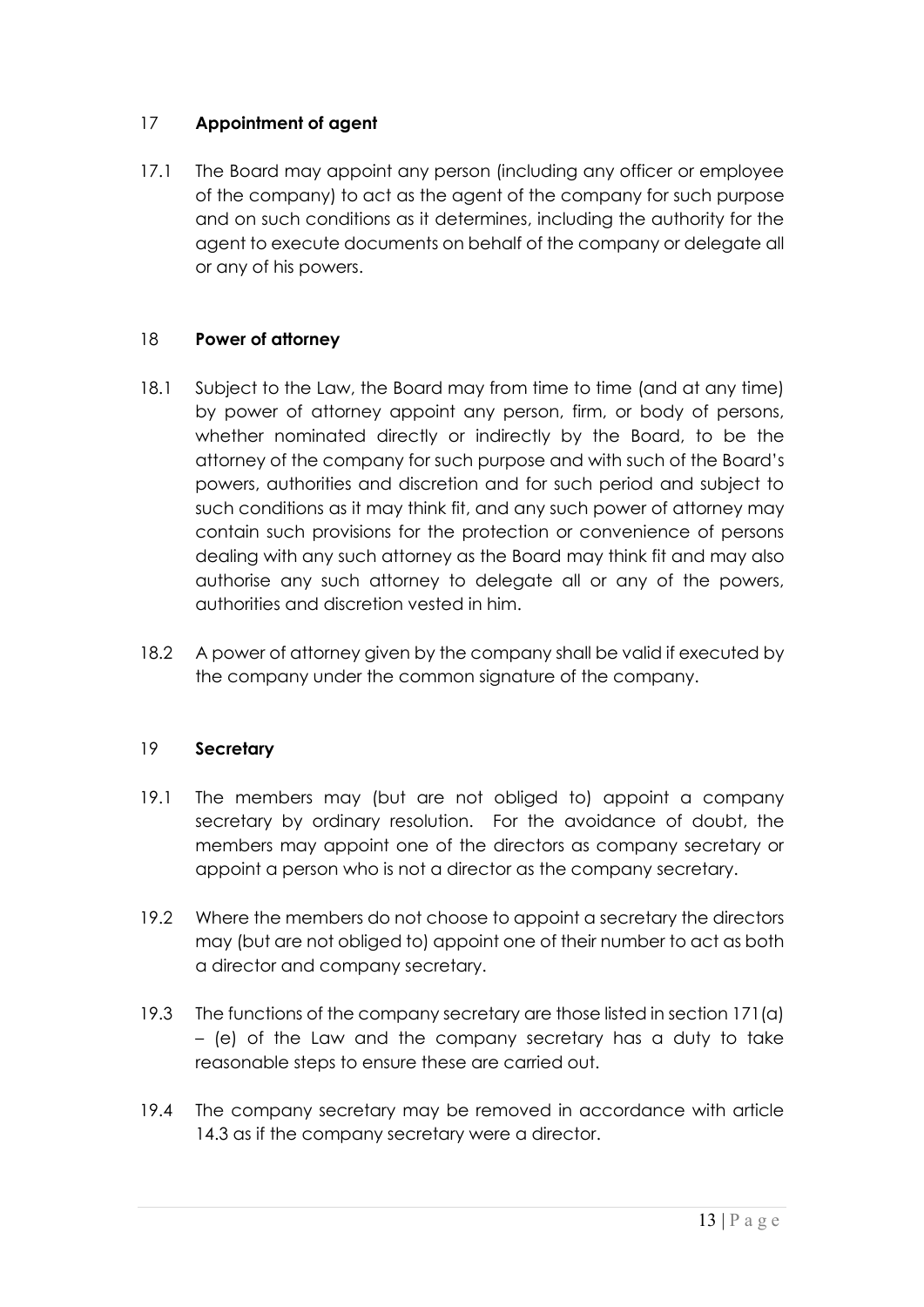## 17 **Appointment of agent**

17.1 The Board may appoint any person (including any officer or employee of the company) to act as the agent of the company for such purpose and on such conditions as it determines, including the authority for the agent to execute documents on behalf of the company or delegate all or any of his powers.

## 18 **Power of attorney**

18.1 Subject to the Law, the Board may from time to time (and at any time) by power of attorney appoint any person, firm, or body of persons, whether nominated directly or indirectly by the Board, to be the attorney of the company for such purpose and with such of the Board's powers, authorities and discretion and for such period and subject to such conditions as it may think fit, and any such power of attorney may contain such provisions for the protection or convenience of persons dealing with any such attorney as the Board may think fit and may also authorise any such attorney to delegate all or any of the powers, authorities and discretion vested in him.

18.2 A power of attorney given by the company shall be valid if executed by the company under the common signature of the company.

## 19 **Secretary**

19.1 The members may (but are not obliged to) appoint a company secretary by ordinary resolution. For the avoidance of doubt, the members may appoint one of the directors as company secretary or appoint a person who is not a director as the company secretary.

19.2 Where the members do not choose to appoint a secretary the directors may (but are not obliged to) appoint one of their number to act as both a director and company secretary.

19.3 The functions of the company secretary are those listed in section 171(a) – (e) of the Law and the company secretary has a duty to take reasonable steps to ensure these are carried out.

19.4 The company secretary may be removed in accordance with article 14.3 as if the company secretary were a director.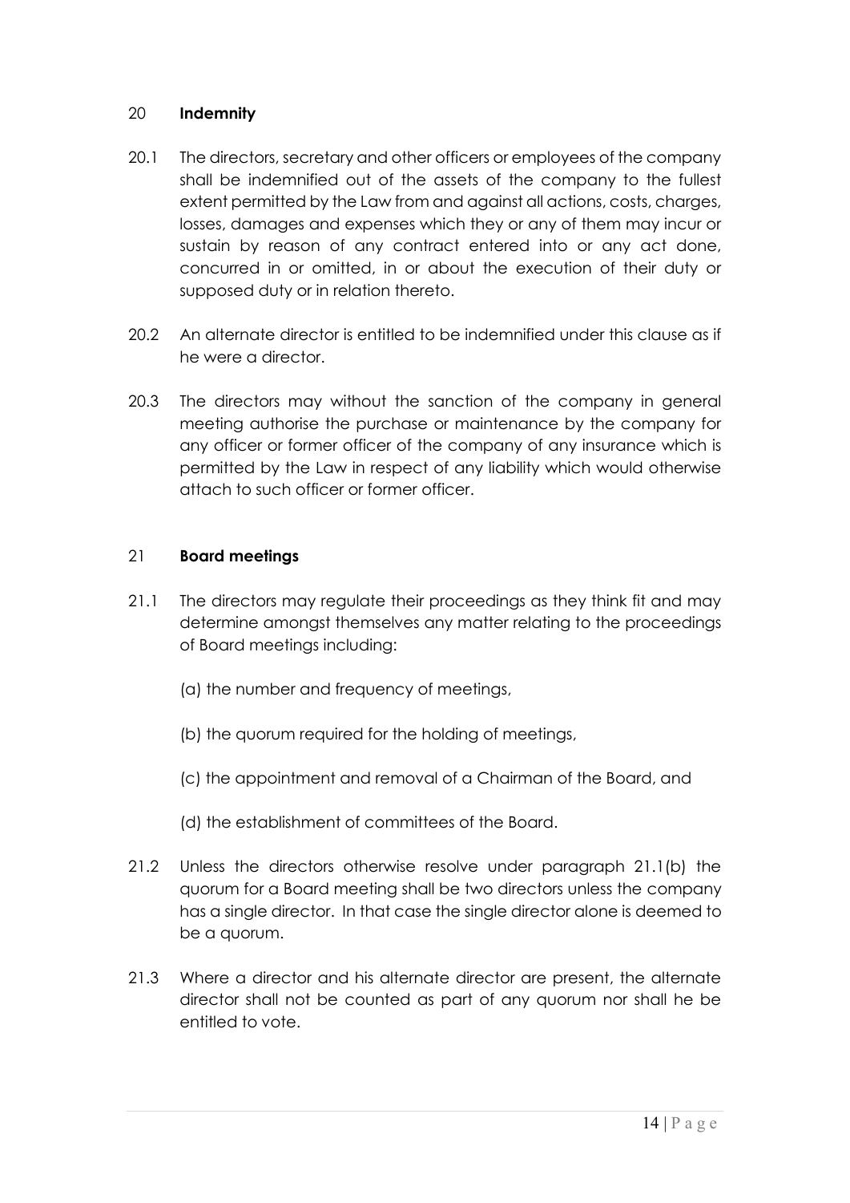## 20 **Indemnity**

20.1 The directors, secretary and other officers or employees of the company shall be indemnified out of the assets of the company to the fullest extent permitted by the Law from and against all actions, costs, charges, losses, damages and expenses which they or any of them may incur or sustain by reason of any contract entered into or any act done, concurred in or omitted, in or about the execution of their duty or supposed duty or in relation thereto.

20.2 An alternate director is entitled to be indemnified under this clause as if he were a director.

20.3 The directors may without the sanction of the company in general meeting authorise the purchase or maintenance by the company for any officer or former officer of the company of any insurance which is permitted by the Law in respect of any liability which would otherwise attach to such officer or former officer.

## 21 **Board meetings**

21.1 The directors may regulate their proceedings as they think fit and may determine amongst themselves any matter relating to the proceedings of Board meetings including:

(a) the number and frequency of meetings,

(b) the quorum required for the holding of meetings,

(c) the appointment and removal of a Chairman of the Board, and

(d) the establishment of committees of the Board.

21.2 Unless the directors otherwise resolve under paragraph 21.1(b) the quorum for a Board meeting shall be two directors unless the company has a single director. In that case the single director alone is deemed to be a quorum.

21.3 Where a director and his alternate director are present, the alternate director shall not be counted as part of any quorum nor shall he be entitled to vote.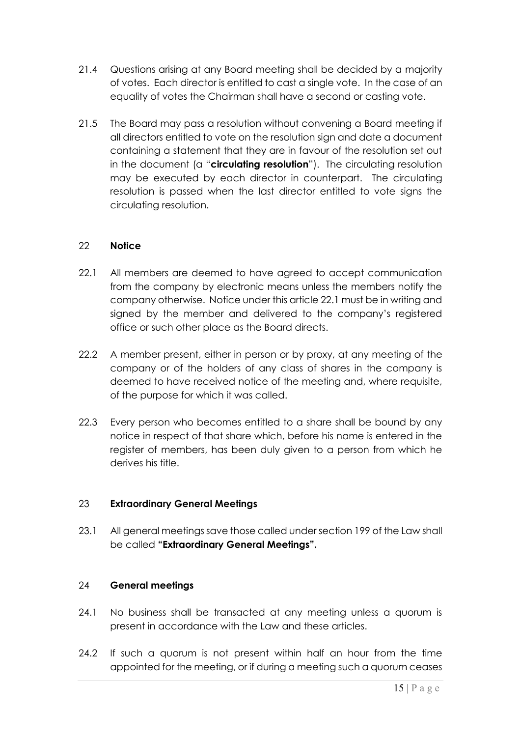21.4 Questions arising at any Board meeting shall be decided by a majority of votes. Each director is entitled to cast a single vote. In the case of an equality of votes the Chairman shall have a second or casting vote.

21.5 The Board may pass a resolution without convening a Board meeting if all directors entitled to vote on the resolution sign and date a document containing a statement that they are in favour of the resolution set out in the document (a "**circulating resolution**"). The circulating resolution may be executed by each director in counterpart. The circulating resolution is passed when the last director entitled to vote signs the circulating resolution.

## 22 Notice

22.1 All members are deemed to have agreed to accept communication from the company by electronic means unless the members notify the company otherwise. Notice under this article 22.1 must be in writing and signed by the member and delivered to the company's registered office or such other place as the Board directs.

22.2 A member present, either in person or by proxy, at any meeting of the company or of the holders of any class of shares in the company is deemed to have received notice of the meeting and, where requisite, of the purpose for which it was called.

22.3 Every person who becomes entitled to a share shall be bound by any notice in respect of that share which, before his name is entered in the register of members, has been duly given to a person from which he derives his title.

## 23 Extraordinary General Meetings

23.1 All general meetings save those called under section 199 of the Law shall be called **"Extraordinary General Meetings".**

## 24 General meetings

24.1 No business shall be transacted at any meeting unless a quorum is present in accordance with the Law and these articles.

24.2 If such a quorum is not present within half an hour from the time appointed for the meeting, or if during a meeting such a quorum ceases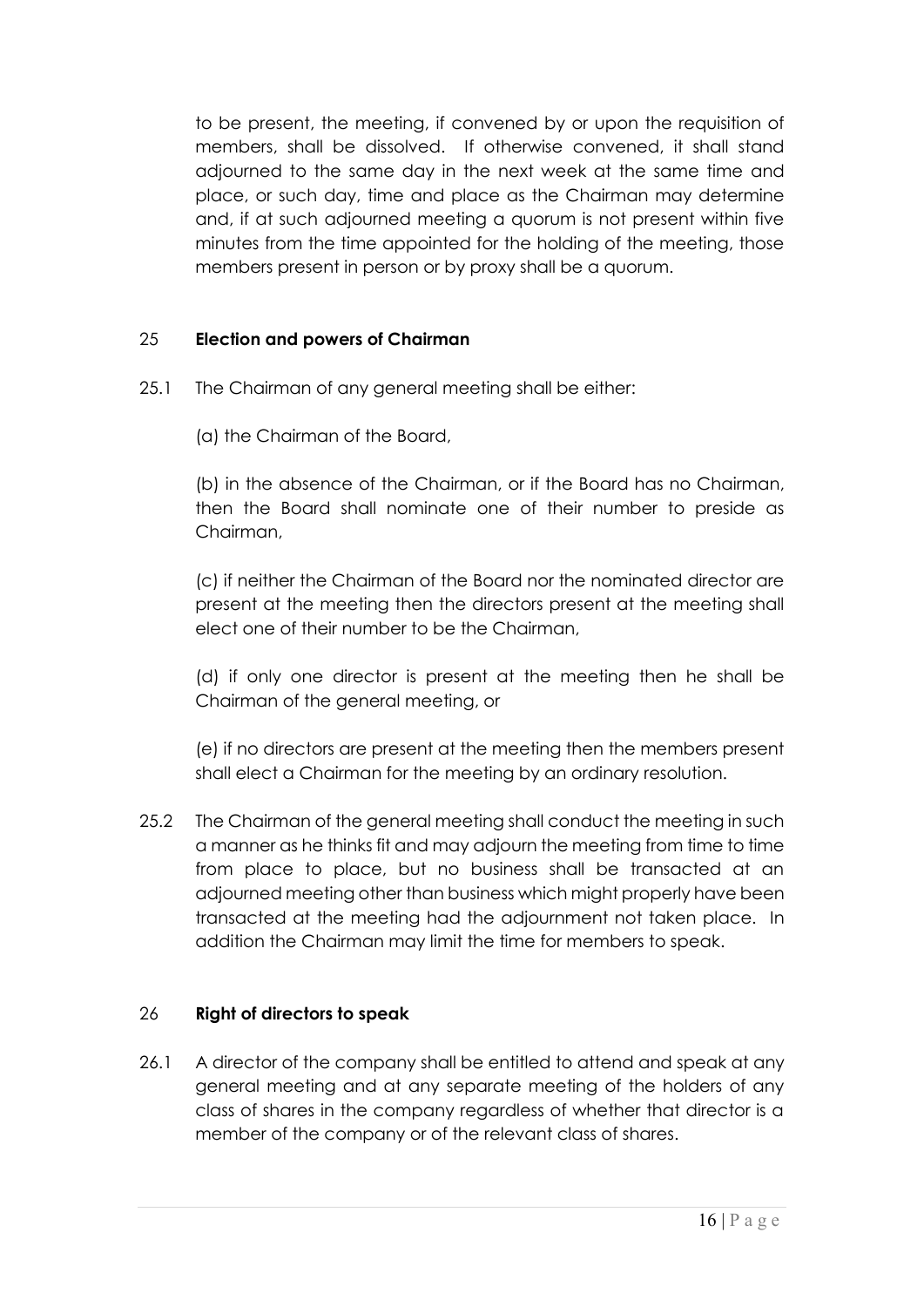to be present, the meeting, if convened by or upon the requisition of members, shall be dissolved. If otherwise convened, it shall stand adjourned to the same day in the next week at the same time and place, or such day, time and place as the Chairman may determine and, if at such adjourned meeting a quorum is not present within five minutes from the time appointed for the holding of the meeting, those members present in person or by proxy shall be a quorum.

## 25 **Election and powers of Chairman**

25.1 The Chairman of any general meeting shall be either:

(a) the Chairman of the Board,

(b) in the absence of the Chairman, or if the Board has no Chairman, then the Board shall nominate one of their number to preside as Chairman,

(c) if neither the Chairman of the Board nor the nominated director are present at the meeting then the directors present at the meeting shall elect one of their number to be the Chairman,

(d) if only one director is present at the meeting then he shall be Chairman of the general meeting, or

(e) if no directors are present at the meeting then the members present shall elect a Chairman for the meeting by an ordinary resolution.

25.2 The Chairman of the general meeting shall conduct the meeting in such a manner as he thinks fit and may adjourn the meeting from time to time from place to place, but no business shall be transacted at an adjourned meeting other than business which might properly have been transacted at the meeting had the adjournment not taken place. In addition the Chairman may limit the time for members to speak.

## 26 **Right of directors to speak**

26.1 A director of the company shall be entitled to attend and speak at any general meeting and at any separate meeting of the holders of any class of shares in the company regardless of whether that director is a member of the company or of the relevant class of shares.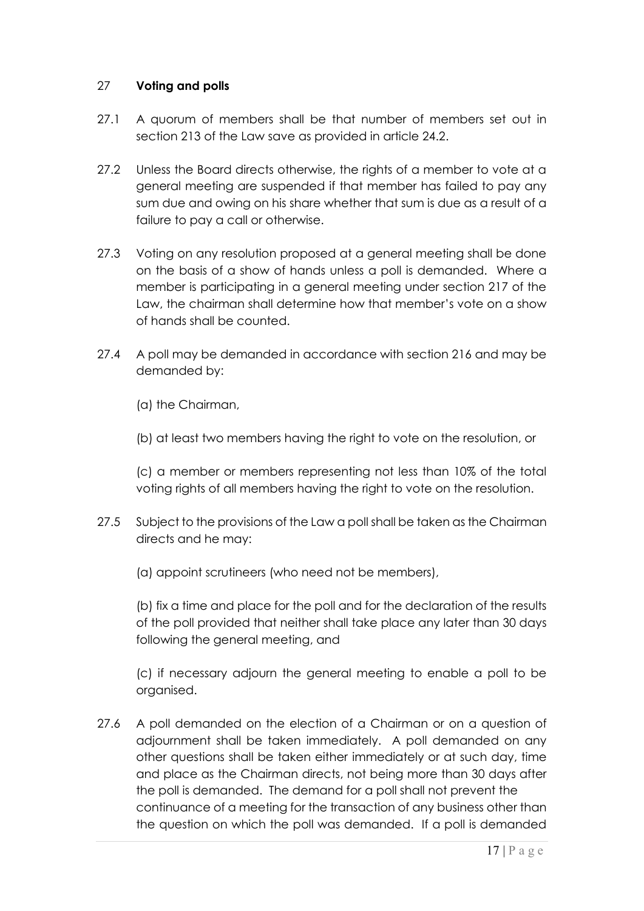## 27 **Voting and polls**

27.1 A quorum of members shall be that number of members set out in section 213 of the Law save as provided in article 24.2.

27.2 Unless the Board directs otherwise, the rights of a member to vote at a general meeting are suspended if that member has failed to pay any sum due and owing on his share whether that sum is due as a result of a failure to pay a call or otherwise.

27.3 Voting on any resolution proposed at a general meeting shall be done on the basis of a show of hands unless a poll is demanded. Where a member is participating in a general meeting under section 217 of the Law, the chairman shall determine how that member's vote on a show of hands shall be counted.

27.4 A poll may be demanded in accordance with section 216 and may be demanded by:

(a) the Chairman,

(b) at least two members having the right to vote on the resolution, or

(c) a member or members representing not less than 10% of the total voting rights of all members having the right to vote on the resolution.

27.5 Subject to the provisions of the Law a poll shall be taken as the Chairman directs and he may:

(a) appoint scrutineers (who need not be members),

(b) fix a time and place for the poll and for the declaration of the results of the poll provided that neither shall take place any later than 30 days following the general meeting, and

(c) if necessary adjourn the general meeting to enable a poll to be organised.

27.6 A poll demanded on the election of a Chairman or on a question of adjournment shall be taken immediately. A poll demanded on any other questions shall be taken either immediately or at such day, time and place as the Chairman directs, not being more than 30 days after the poll is demanded. The demand for a poll shall not prevent the continuance of a meeting for the transaction of any business other than the question on which the poll was demanded. If a poll is demanded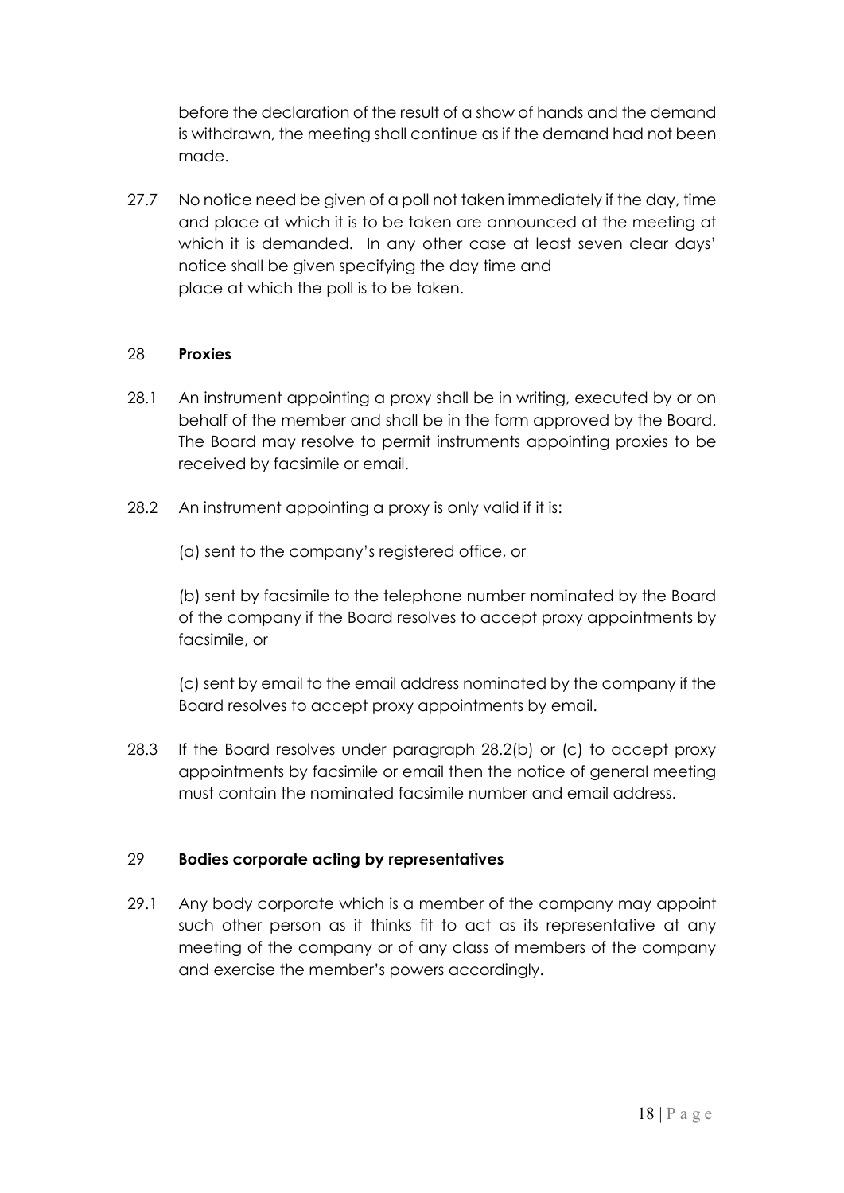before the declaration of the result of a show of hands and the demand is withdrawn, the meeting shall continue as if the demand had not been made.

27.7 No notice need be given of a poll not taken immediately if the day, time and place at which it is to be taken are announced at the meeting at which it is demanded. In any other case at least seven clear days' notice shall be given specifying the day time and place at which the poll is to be taken.

## 28 **Proxies**

28.1 An instrument appointing a proxy shall be in writing, executed by or on behalf of the member and shall be in the form approved by the Board. The Board may resolve to permit instruments appointing proxies to be received by facsimile or email.

28.2 An instrument appointing a proxy is only valid if it is:

(a) sent to the company's registered office, or

(b) sent by facsimile to the telephone number nominated by the Board of the company if the Board resolves to accept proxy appointments by facsimile, or

(c) sent by email to the email address nominated by the company if the Board resolves to accept proxy appointments by email.

28.3 If the Board resolves under paragraph 28.2(b) or (c) to accept proxy appointments by facsimile or email then the notice of general meeting must contain the nominated facsimile number and email address.

## 29 **Bodies corporate acting by representatives**

29.1 Any body corporate which is a member of the company may appoint such other person as it thinks fit to act as its representative at any meeting of the company or of any class of members of the company and exercise the member's powers accordingly.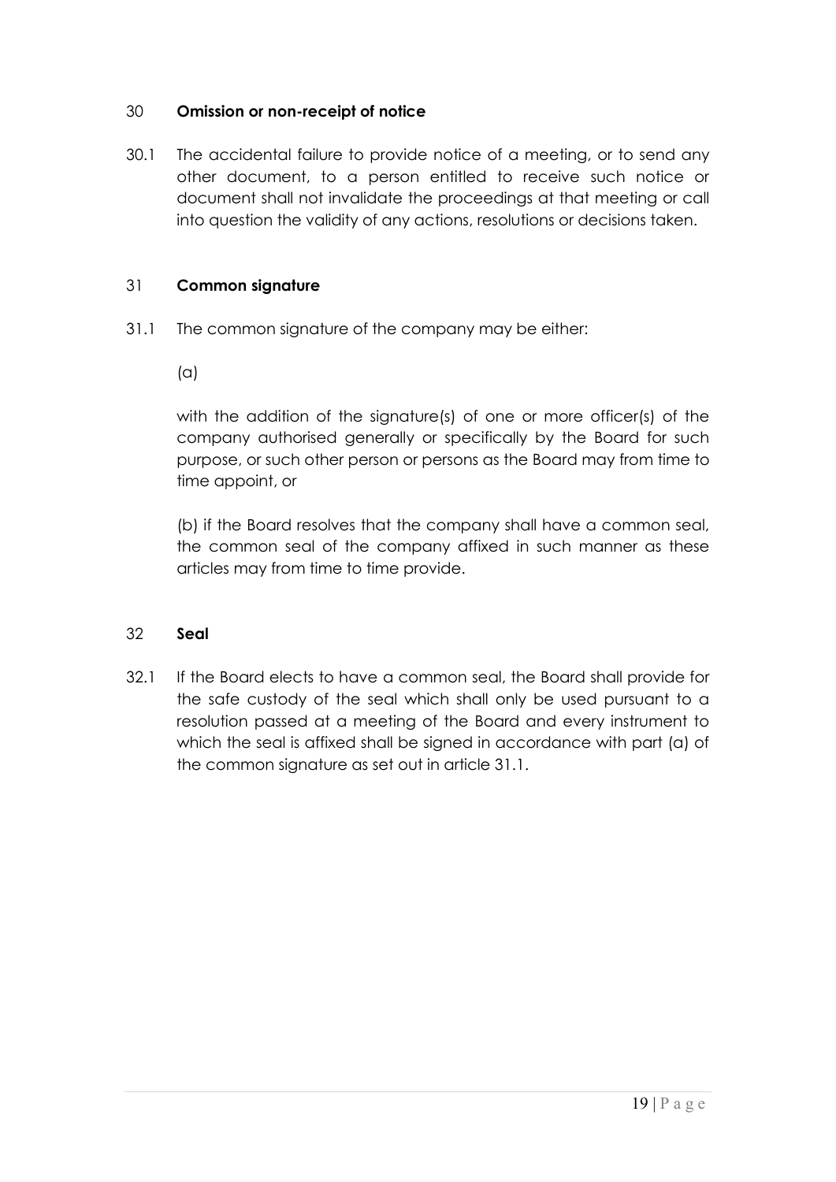## 30 **Omission or non-receipt of notice**

30.1 The accidental failure to provide notice of a meeting, or to send any other document, to a person entitled to receive such notice or document shall not invalidate the proceedings at that meeting or call into question the validity of any actions, resolutions or decisions taken.

## 31 **Common signature**

31.1 The common signature of the company may be either:

(a)

with the addition of the signature(s) of one or more officer(s) of the company authorised generally or specifically by the Board for such purpose, or such other person or persons as the Board may from time to time appoint, or

(b) if the Board resolves that the company shall have a common seal, the common seal of the company affixed in such manner as these articles may from time to time provide.

## 32 **Seal**

32.1 If the Board elects to have a common seal, the Board shall provide for the safe custody of the seal which shall only be used pursuant to a resolution passed at a meeting of the Board and every instrument to which the seal is affixed shall be signed in accordance with part (a) of the common signature as set out in article 31.1.